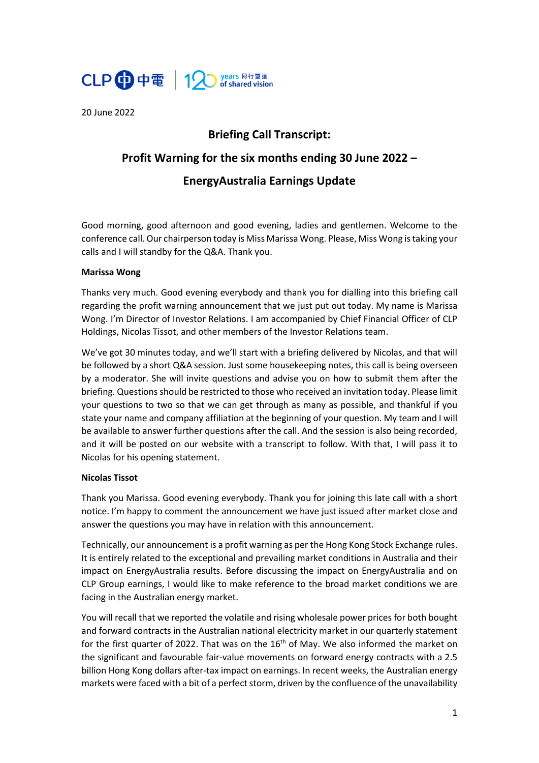20 June 2022

# Briefing Call Transcript:

# Profit Warning for the six months ending 30 June 2022 – EnergyAustralia Earnings Update

Good morning, good afternoon and good evening, ladies and gentlemen. Welcome to the conference call. Our chairperson today is Miss Marissa Wong. Please, Miss Wong is taking your calls and I will standby for the Q&A. Thank you.

**Marissa Wong**

Thanks very much. Good evening everybody and thank you for dialling into this briefing call regarding the profit warning announcement that we just put out today. My name is Marissa Wong. I'm Director of Investor Relations. I am accompanied by Chief Financial Officer of CLP Holdings, Nicolas Tissot, and other members of the Investor Relations team.

We've got 30 minutes today, and we'll start with a briefing delivered by Nicolas, and that will be followed by a short Q&A session. Just some housekeeping notes, this call is being overseen by a moderator. She will invite questions and advise you on how to submit them after the briefing. Questions should be restricted to those who received an invitation today. Please limit your questions to two so that we can get through as many as possible, and thankful if you state your name and company affiliation at the beginning of your question. My team and I will be available to answer further questions after the call. And the session is also being recorded, and it will be posted on our website with a transcript to follow. With that, I will pass it to Nicolas for his opening statement.

**Nicolas Tissot**

Thank you Marissa. Good evening everybody. Thank you for joining this late call with a short notice. I'm happy to comment the announcement we have just issued after market close and answer the questions you may have in relation with this announcement.

Technically, our announcement is a profit warning as per the Hong Kong Stock Exchange rules. It is entirely related to the exceptional and prevailing market conditions in Australia and their impact on EnergyAustralia results. Before discussing the impact on EnergyAustralia and on CLP Group earnings, I would like to make reference to the broad market conditions we are facing in the Australian energy market.

You will recall that we reported the volatile and rising wholesale power prices for both bought and forward contracts in the Australian national electricity market in our quarterly statement for the first quarter of 2022. That was on the 16th of May. We also informed the market on the significant and favourable fair-value movements on forward energy contracts with a 2.5 billion Hong Kong dollars after-tax impact on earnings. In recent weeks, the Australian energy markets were faced with a bit of a perfect storm, driven by the confluence of the unavailability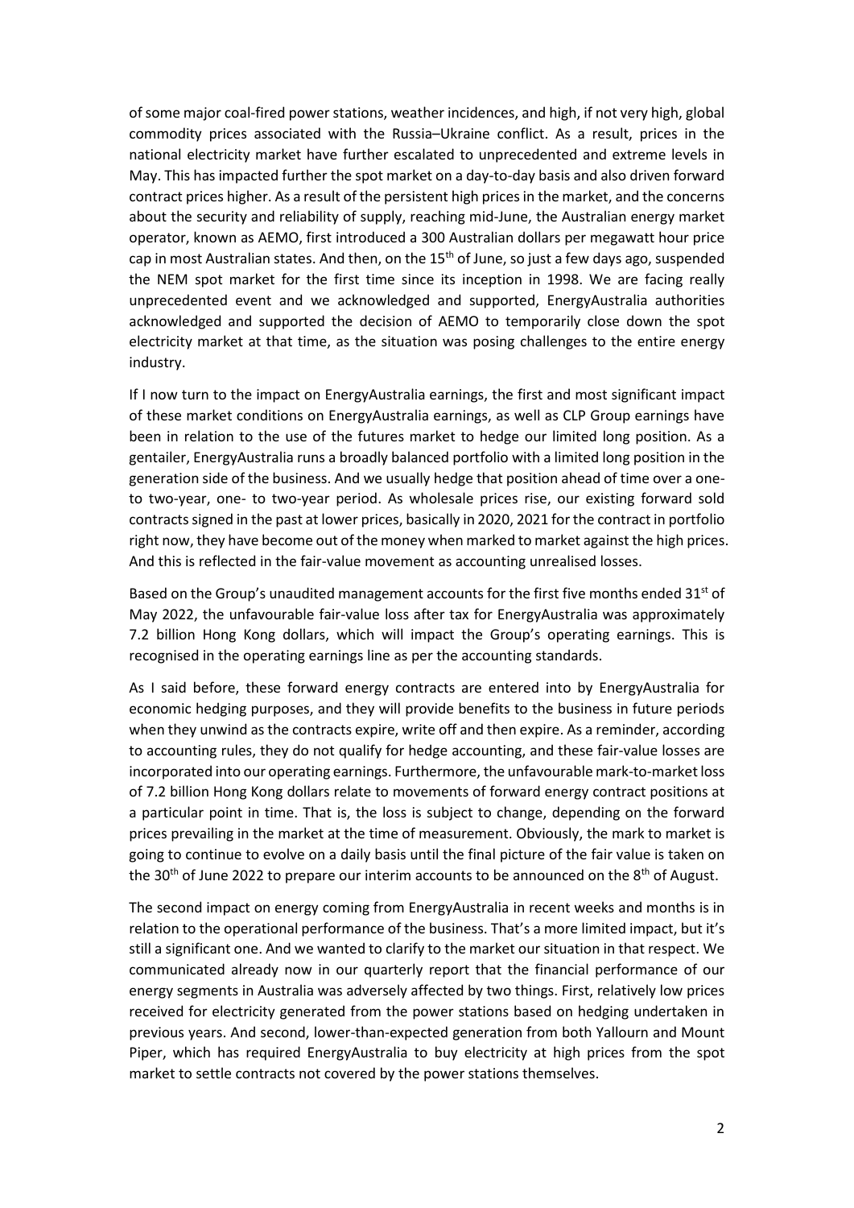of some major coal-fired power stations, weather incidences, and high, if not very high, global commodity prices associated with the Russia–Ukraine conflict. As a result, prices in the national electricity market have further escalated to unprecedented and extreme levels in May. This has impacted further the spot market on a day-to-day basis and also driven forward contract prices higher. As a result of the persistent high prices in the market, and the concerns about the security and reliability of supply, reaching mid-June, the Australian energy market operator, known as AEMO, first introduced a 300 Australian dollars per megawatt hour price cap in most Australian states. And then, on the 15th of June, so just a few days ago, suspended the NEM spot market for the first time since its inception in 1998. We are facing really unprecedented event and we acknowledged and supported, EnergyAustralia authorities acknowledged and supported the decision of AEMO to temporarily close down the spot electricity market at that time, as the situation was posing challenges to the entire energy industry.

If I now turn to the impact on EnergyAustralia earnings, the first and most significant impact of these market conditions on EnergyAustralia earnings, as well as CLP Group earnings have been in relation to the use of the futures market to hedge our limited long position. As a gentailer, EnergyAustralia runs a broadly balanced portfolio with a limited long position in the generation side of the business. And we usually hedge that position ahead of time over a one- to two-year, one- to two-year period. As wholesale prices rise, our existing forward sold contracts signed in the past at lower prices, basically in 2020, 2021 for the contract in portfolio right now, they have become out of the money when marked to market against the high prices. And this is reflected in the fair-value movement as accounting unrealised losses.

Based on the Group's unaudited management accounts for the first five months ended 31st of May 2022, the unfavourable fair-value loss after tax for EnergyAustralia was approximately 7.2 billion Hong Kong dollars, which will impact the Group's operating earnings. This is recognised in the operating earnings line as per the accounting standards.

As I said before, these forward energy contracts are entered into by EnergyAustralia for economic hedging purposes, and they will provide benefits to the business in future periods when they unwind as the contracts expire, write off and then expire. As a reminder, according to accounting rules, they do not qualify for hedge accounting, and these fair-value losses are incorporated into our operating earnings. Furthermore, the unfavourable mark-to-market loss of 7.2 billion Hong Kong dollars relate to movements of forward energy contract positions at a particular point in time. That is, the loss is subject to change, depending on the forward prices prevailing in the market at the time of measurement. Obviously, the mark to market is going to continue to evolve on a daily basis until the final picture of the fair value is taken on the 30th of June 2022 to prepare our interim accounts to be announced on the 8th of August.

The second impact on energy coming from EnergyAustralia in recent weeks and months is in relation to the operational performance of the business. That's a more limited impact, but it's still a significant one. And we wanted to clarify to the market our situation in that respect. We communicated already now in our quarterly report that the financial performance of our energy segments in Australia was adversely affected by two things. First, relatively low prices received for electricity generated from the power stations based on hedging undertaken in previous years. And second, lower-than-expected generation from both Yallourn and Mount Piper, which has required EnergyAustralia to buy electricity at high prices from the spot market to settle contracts not covered by the power stations themselves.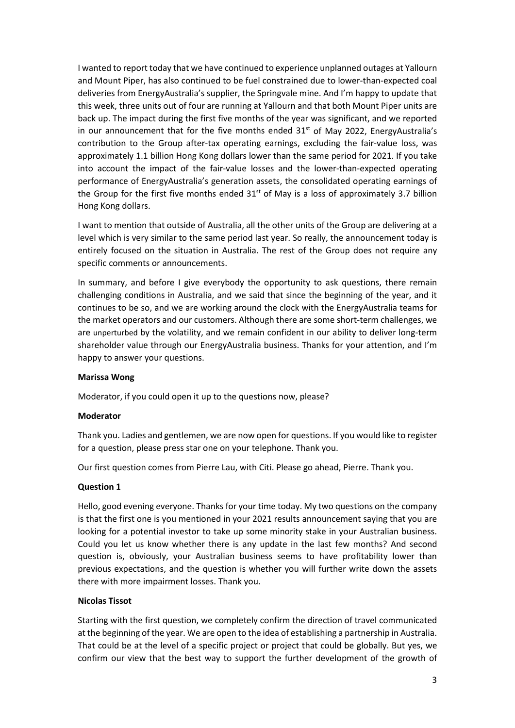I wanted to report today that we have continued to experience unplanned outages at Yallourn and Mount Piper, has also continued to be fuel constrained due to lower-than-expected coal deliveries from EnergyAustralia's supplier, the Springvale mine. And I'm happy to update that this week, three units out of four are running at Yallourn and that both Mount Piper units are back up. The impact during the first five months of the year was significant, and we reported in our announcement that for the five months ended 31st of May 2022, EnergyAustralia's contribution to the Group after-tax operating earnings, excluding the fair-value loss, was approximately 1.1 billion Hong Kong dollars lower than the same period for 2021. If you take into account the impact of the fair-value losses and the lower-than-expected operating performance of EnergyAustralia's generation assets, the consolidated operating earnings of the Group for the first five months ended 31st of May is a loss of approximately 3.7 billion Hong Kong dollars.

I want to mention that outside of Australia, all the other units of the Group are delivering at a level which is very similar to the same period last year. So really, the announcement today is entirely focused on the situation in Australia. The rest of the Group does not require any specific comments or announcements.

In summary, and before I give everybody the opportunity to ask questions, there remain challenging conditions in Australia, and we said that since the beginning of the year, and it continues to be so, and we are working around the clock with the EnergyAustralia teams for the market operators and our customers. Although there are some short-term challenges, we are unperturbed by the volatility, and we remain confident in our ability to deliver long-term shareholder value through our EnergyAustralia business. Thanks for your attention, and I'm happy to answer your questions.

**Marissa Wong**

Moderator, if you could open it up to the questions now, please?

**Moderator**

Thank you. Ladies and gentlemen, we are now open for questions. If you would like to register for a question, please press star one on your telephone. Thank you.

Our first question comes from Pierre Lau, with Citi. Please go ahead, Pierre. Thank you.

**Question 1**

Hello, good evening everyone. Thanks for your time today. My two questions on the company is that the first one is you mentioned in your 2021 results announcement saying that you are looking for a potential investor to take up some minority stake in your Australian business. Could you let us know whether there is any update in the last few months? And second question is, obviously, your Australian business seems to have profitability lower than previous expectations, and the question is whether you will further write down the assets there with more impairment losses. Thank you.

**Nicolas Tissot**

Starting with the first question, we completely confirm the direction of travel communicated at the beginning of the year. We are open to the idea of establishing a partnership in Australia. That could be at the level of a specific project or project that could be globally. But yes, we confirm our view that the best way to support the further development of the growth of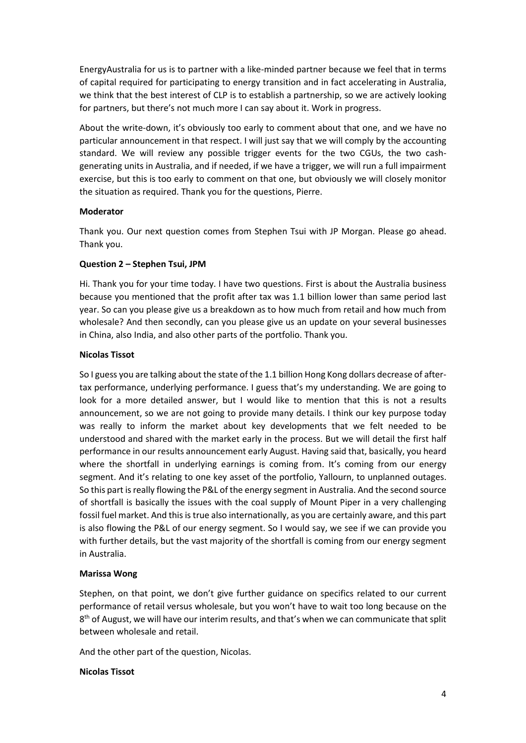EnergyAustralia for us is to partner with a like-minded partner because we feel that in terms of capital required for participating to energy transition and in fact accelerating in Australia, we think that the best interest of CLP is to establish a partnership, so we are actively looking for partners, but there's not much more I can say about it. Work in progress.

About the write-down, it's obviously too early to comment about that one, and we have no particular announcement in that respect. I will just say that we will comply by the accounting standard. We will review any possible trigger events for the two CGUs, the two cash-generating units in Australia, and if needed, if we have a trigger, we will run a full impairment exercise, but this is too early to comment on that one, but obviously we will closely monitor the situation as required. Thank you for the questions, Pierre.

**Moderator**

Thank you. Our next question comes from Stephen Tsui with JP Morgan. Please go ahead. Thank you.

**Question 2 – Stephen Tsui, JPM**

Hi. Thank you for your time today. I have two questions. First is about the Australia business because you mentioned that the profit after tax was 1.1 billion lower than same period last year. So can you please give us a breakdown as to how much from retail and how much from wholesale? And then secondly, can you please give us an update on your several businesses in China, also India, and also other parts of the portfolio. Thank you.

**Nicolas Tissot**

So I guess you are talking about the state of the 1.1 billion Hong Kong dollars decrease of after-tax performance, underlying performance. I guess that's my understanding. We are going to look for a more detailed answer, but I would like to mention that this is not a results announcement, so we are not going to provide many details. I think our key purpose today was really to inform the market about key developments that we felt needed to be understood and shared with the market early in the process. But we will detail the first half performance in our results announcement early August. Having said that, basically, you heard where the shortfall in underlying earnings is coming from. It's coming from our energy segment. And it's relating to one key asset of the portfolio, Yallourn, to unplanned outages. So this part is really flowing the P&L of the energy segment in Australia. And the second source of shortfall is basically the issues with the coal supply of Mount Piper in a very challenging fossil fuel market. And this is true also internationally, as you are certainly aware, and this part is also flowing the P&L of our energy segment. So I would say, we see if we can provide you with further details, but the vast majority of the shortfall is coming from our energy segment in Australia.

**Marissa Wong**

Stephen, on that point, we don't give further guidance on specifics related to our current performance of retail versus wholesale, but you won't have to wait too long because on the 8th of August, we will have our interim results, and that's when we can communicate that split between wholesale and retail.

And the other part of the question, Nicolas.

**Nicolas Tissot**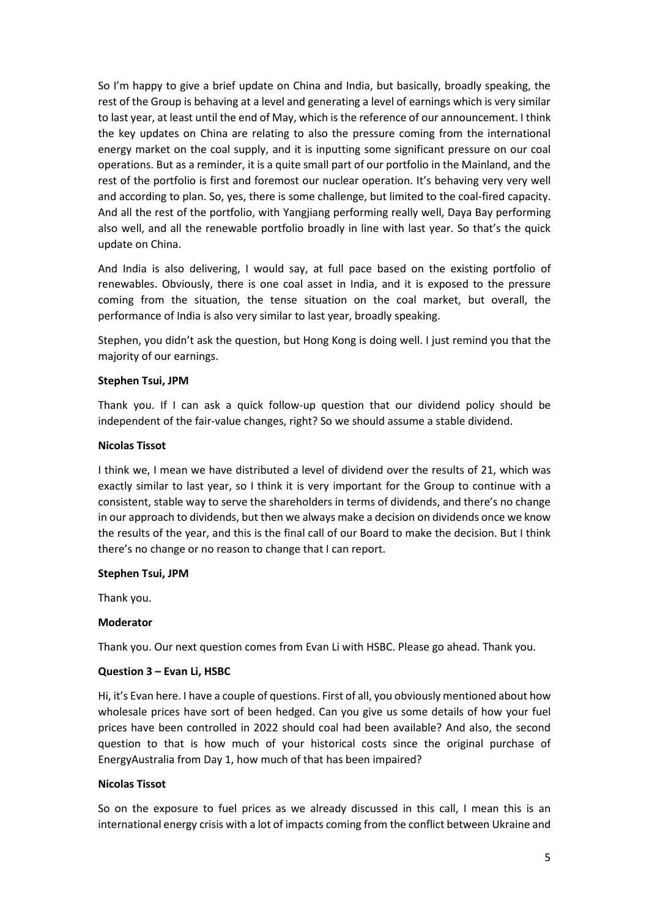So I'm happy to give a brief update on China and India, but basically, broadly speaking, the rest of the Group is behaving at a level and generating a level of earnings which is very similar to last year, at least until the end of May, which is the reference of our announcement. I think the key updates on China are relating to also the pressure coming from the international energy market on the coal supply, and it is inputting some significant pressure on our coal operations. But as a reminder, it is a quite small part of our portfolio in the Mainland, and the rest of the portfolio is first and foremost our nuclear operation. It's behaving very very well and according to plan. So, yes, there is some challenge, but limited to the coal-fired capacity. And all the rest of the portfolio, with Yangjiang performing really well, Daya Bay performing also well, and all the renewable portfolio broadly in line with last year. So that's the quick update on China.

And India is also delivering, I would say, at full pace based on the existing portfolio of renewables. Obviously, there is one coal asset in India, and it is exposed to the pressure coming from the situation, the tense situation on the coal market, but overall, the performance of India is also very similar to last year, broadly speaking.

Stephen, you didn't ask the question, but Hong Kong is doing well. I just remind you that the majority of our earnings.

**Stephen Tsui, JPM**

Thank you. If I can ask a quick follow-up question that our dividend policy should be independent of the fair-value changes, right? So we should assume a stable dividend.

**Nicolas Tissot**

I think we, I mean we have distributed a level of dividend over the results of 21, which was exactly similar to last year, so I think it is very important for the Group to continue with a consistent, stable way to serve the shareholders in terms of dividends, and there's no change in our approach to dividends, but then we always make a decision on dividends once we know the results of the year, and this is the final call of our Board to make the decision. But I think there's no change or no reason to change that I can report.

**Stephen Tsui, JPM**

Thank you.

**Moderator**

Thank you. Our next question comes from Evan Li with HSBC. Please go ahead. Thank you.

**Question 3 – Evan Li, HSBC**

Hi, it's Evan here. I have a couple of questions. First of all, you obviously mentioned about how wholesale prices have sort of been hedged. Can you give us some details of how your fuel prices have been controlled in 2022 should coal had been available? And also, the second question to that is how much of your historical costs since the original purchase of EnergyAustralia from Day 1, how much of that has been impaired?

**Nicolas Tissot**

So on the exposure to fuel prices as we already discussed in this call, I mean this is an international energy crisis with a lot of impacts coming from the conflict between Ukraine and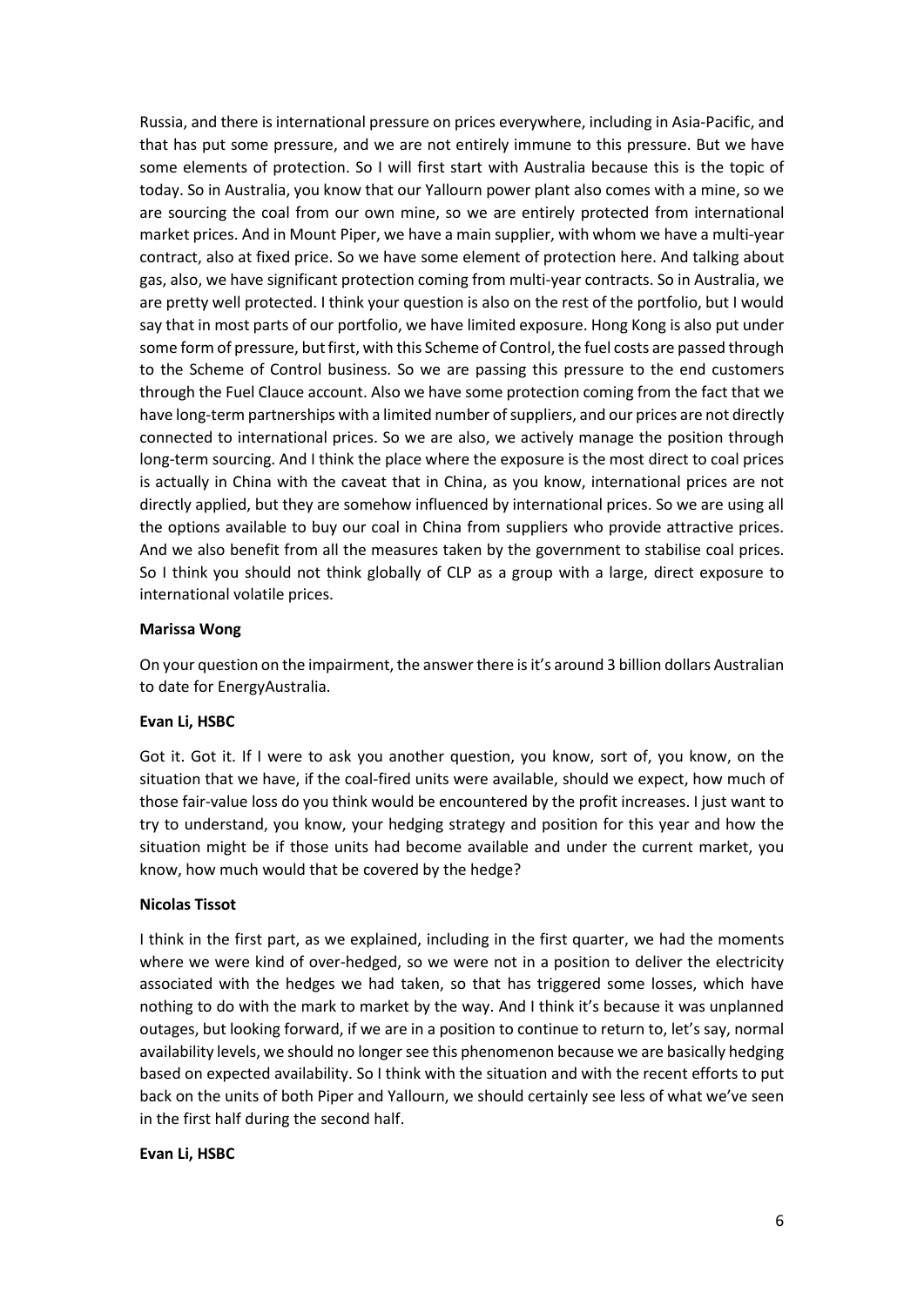Russia, and there is international pressure on prices everywhere, including in Asia-Pacific, and that has put some pressure, and we are not entirely immune to this pressure. But we have some elements of protection. So I will first start with Australia because this is the topic of today. So in Australia, you know that our Yallourn power plant also comes with a mine, so we are sourcing the coal from our own mine, so we are entirely protected from international market prices. And in Mount Piper, we have a main supplier, with whom we have a multi-year contract, also at fixed price. So we have some element of protection here. And talking about gas, also, we have significant protection coming from multi-year contracts. So in Australia, we are pretty well protected. I think your question is also on the rest of the portfolio, but I would say that in most parts of our portfolio, we have limited exposure. Hong Kong is also put under some form of pressure, but first, with this Scheme of Control, the fuel costs are passed through to the Scheme of Control business. So we are passing this pressure to the end customers through the Fuel Clauce account. Also we have some protection coming from the fact that we have long-term partnerships with a limited number of suppliers, and our prices are not directly connected to international prices. So we are also, we actively manage the position through long-term sourcing. And I think the place where the exposure is the most direct to coal prices is actually in China with the caveat that in China, as you know, international prices are not directly applied, but they are somehow influenced by international prices. So we are using all the options available to buy our coal in China from suppliers who provide attractive prices. And we also benefit from all the measures taken by the government to stabilise coal prices. So I think you should not think globally of CLP as a group with a large, direct exposure to international volatile prices.

**Marissa Wong**

On your question on the impairment, the answer there is it's around 3 billion dollars Australian to date for EnergyAustralia.

**Evan Li, HSBC**

Got it. Got it. If I were to ask you another question, you know, sort of, you know, on the situation that we have, if the coal-fired units were available, should we expect, how much of those fair-value loss do you think would be encountered by the profit increases. I just want to try to understand, you know, your hedging strategy and position for this year and how the situation might be if those units had become available and under the current market, you know, how much would that be covered by the hedge?

**Nicolas Tissot**

I think in the first part, as we explained, including in the first quarter, we had the moments where we were kind of over-hedged, so we were not in a position to deliver the electricity associated with the hedges we had taken, so that has triggered some losses, which have nothing to do with the mark to market by the way. And I think it's because it was unplanned outages, but looking forward, if we are in a position to continue to return to, let's say, normal availability levels, we should no longer see this phenomenon because we are basically hedging based on expected availability. So I think with the situation and with the recent efforts to put back on the units of both Piper and Yallourn, we should certainly see less of what we've seen in the first half during the second half.

**Evan Li, HSBC**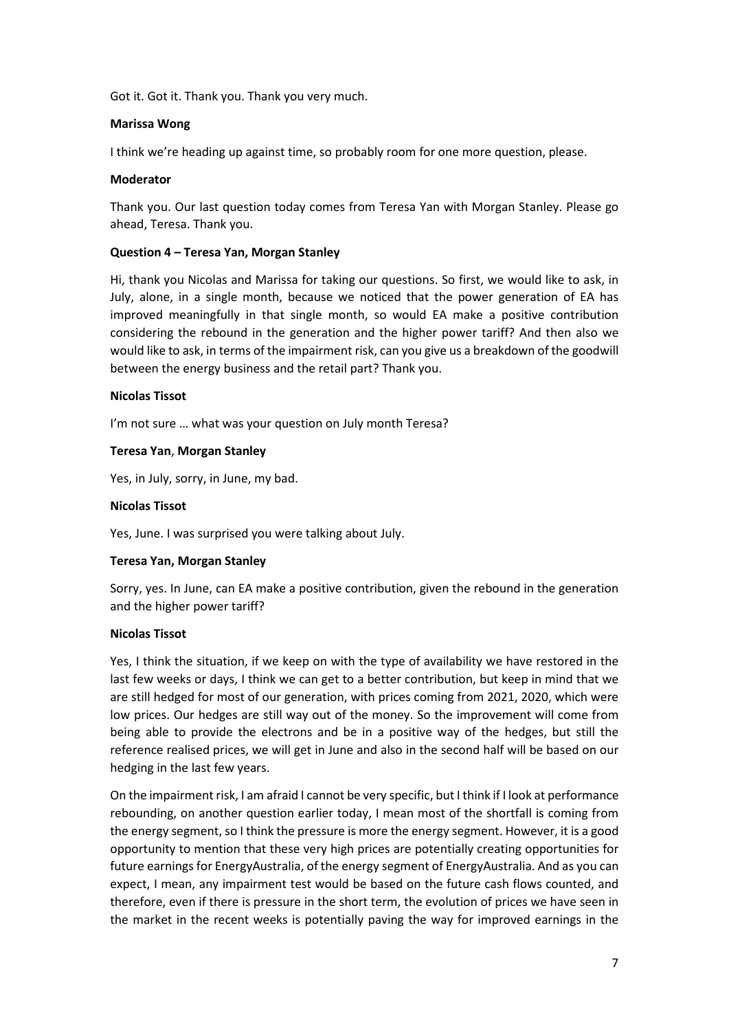Got it. Got it. Thank you. Thank you very much.

**Marissa Wong**

I think we're heading up against time, so probably room for one more question, please.

**Moderator**

Thank you. Our last question today comes from Teresa Yan with Morgan Stanley. Please go ahead, Teresa. Thank you.

**Question 4 – Teresa Yan, Morgan Stanley**

Hi, thank you Nicolas and Marissa for taking our questions. So first, we would like to ask, in July, alone, in a single month, because we noticed that the power generation of EA has improved meaningfully in that single month, so would EA make a positive contribution considering the rebound in the generation and the higher power tariff? And then also we would like to ask, in terms of the impairment risk, can you give us a breakdown of the goodwill between the energy business and the retail part? Thank you.

**Nicolas Tissot**

I'm not sure … what was your question on July month Teresa?

**Teresa Yan, Morgan Stanley**

Yes, in July, sorry, in June, my bad.

**Nicolas Tissot**

Yes, June. I was surprised you were talking about July.

**Teresa Yan, Morgan Stanley**

Sorry, yes. In June, can EA make a positive contribution, given the rebound in the generation and the higher power tariff?

**Nicolas Tissot**

Yes, I think the situation, if we keep on with the type of availability we have restored in the last few weeks or days, I think we can get to a better contribution, but keep in mind that we are still hedged for most of our generation, with prices coming from 2021, 2020, which were low prices. Our hedges are still way out of the money. So the improvement will come from being able to provide the electrons and be in a positive way of the hedges, but still the reference realised prices, we will get in June and also in the second half will be based on our hedging in the last few years.

On the impairment risk, I am afraid I cannot be very specific, but I think if I look at performance rebounding, on another question earlier today, I mean most of the shortfall is coming from the energy segment, so I think the pressure is more the energy segment. However, it is a good opportunity to mention that these very high prices are potentially creating opportunities for future earnings for EnergyAustralia, of the energy segment of EnergyAustralia. And as you can expect, I mean, any impairment test would be based on the future cash flows counted, and therefore, even if there is pressure in the short term, the evolution of prices we have seen in the market in the recent weeks is potentially paving the way for improved earnings in the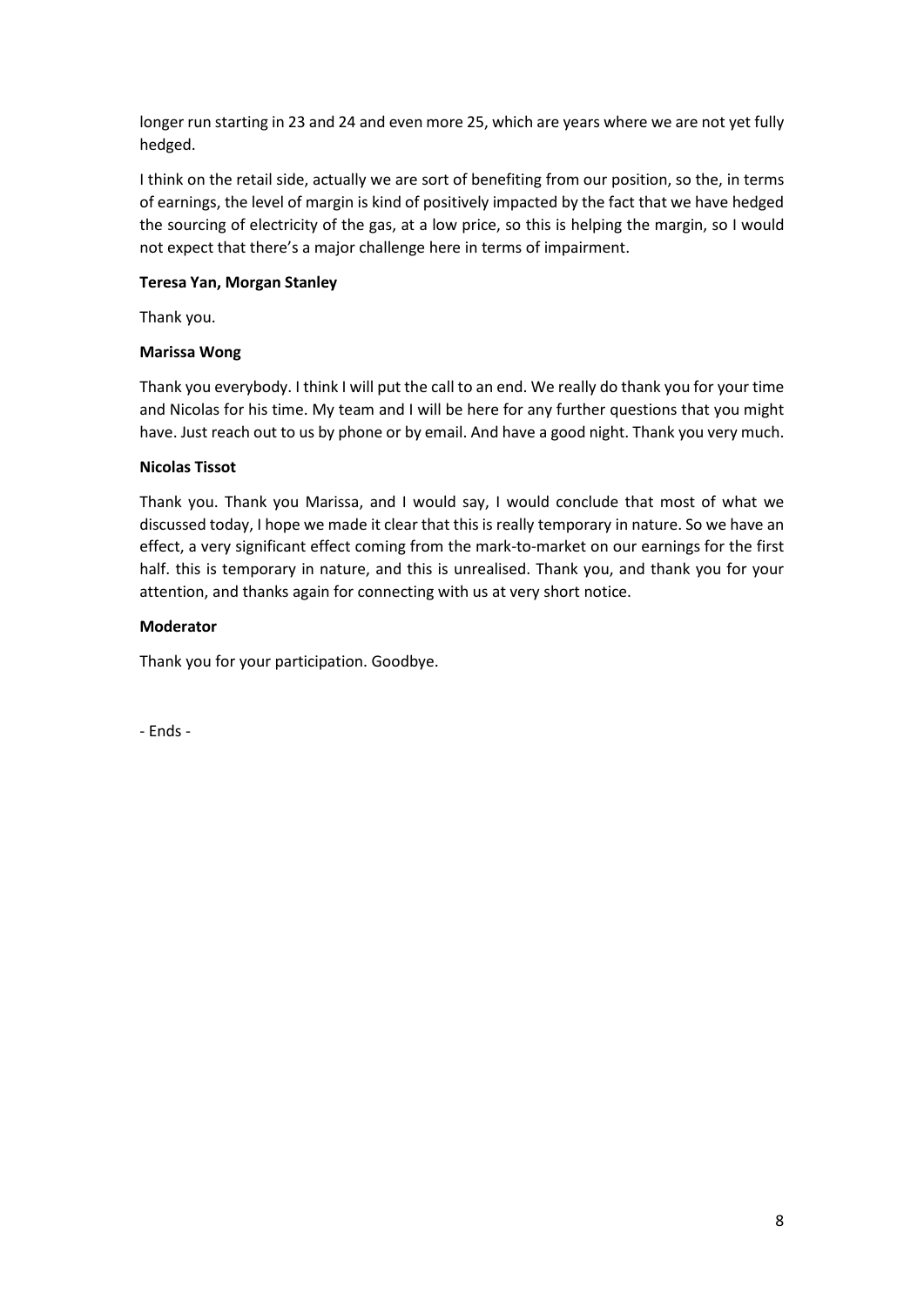longer run starting in 23 and 24 and even more 25, which are years where we are not yet fully hedged.

I think on the retail side, actually we are sort of benefiting from our position, so the, in terms of earnings, the level of margin is kind of positively impacted by the fact that we have hedged the sourcing of electricity of the gas, at a low price, so this is helping the margin, so I would not expect that there's a major challenge here in terms of impairment.

**Teresa Yan, Morgan Stanley**

Thank you.

**Marissa Wong**

Thank you everybody. I think I will put the call to an end. We really do thank you for your time and Nicolas for his time. My team and I will be here for any further questions that you might have. Just reach out to us by phone or by email. And have a good night. Thank you very much.

**Nicolas Tissot**

Thank you. Thank you Marissa, and I would say, I would conclude that most of what we discussed today, I hope we made it clear that this is really temporary in nature. So we have an effect, a very significant effect coming from the mark-to-market on our earnings for the first half. this is temporary in nature, and this is unrealised. Thank you, and thank you for your attention, and thanks again for connecting with us at very short notice.

**Moderator**

Thank you for your participation. Goodbye.

- Ends -